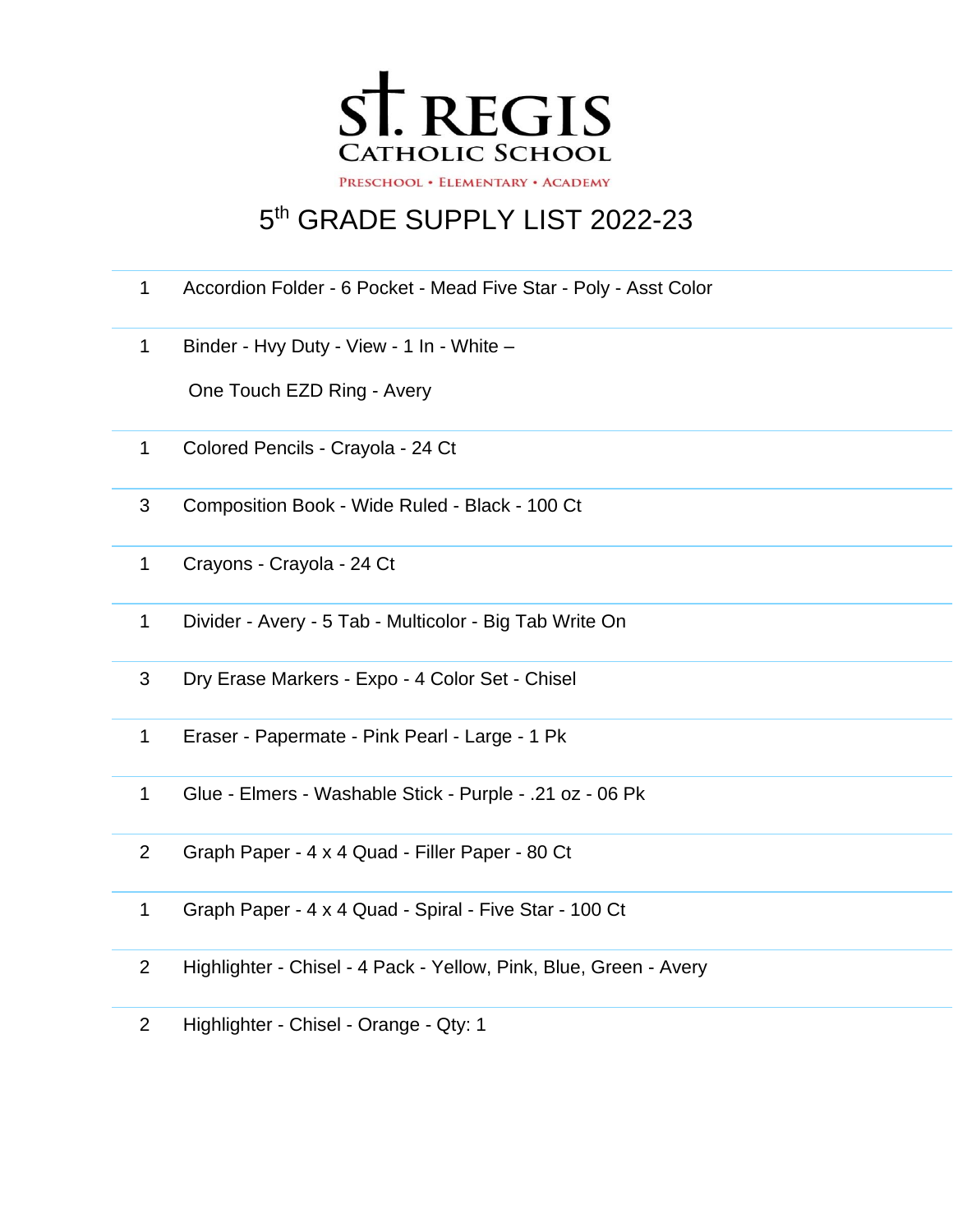# ST. REGIS
## CATHOLIC SCHOOL

PRESCHOOL • ELEMENTARY • ACADEMY

## 5th GRADE SUPPLY LIST 2022-23

| | |
|---|---|
| 1 | Accordion Folder - 6 Pocket - Mead Five Star - Poly - Asst Color |
| 1 | Binder - Hvy Duty - View - 1 In - White – One Touch EZD Ring - Avery |
| 1 | Colored Pencils - Crayola - 24 Ct |
| 3 | Composition Book - Wide Ruled - Black - 100 Ct |
| 1 | Crayons - Crayola - 24 Ct |
| 1 | Divider - Avery - 5 Tab - Multicolor - Big Tab Write On |
| 3 | Dry Erase Markers - Expo - 4 Color Set - Chisel |
| 1 | Eraser - Papermate - Pink Pearl - Large - 1 Pk |
| 1 | Glue - Elmers - Washable Stick - Purple - .21 oz - 06 Pk |
| 2 | Graph Paper - 4 x 4 Quad - Filler Paper - 80 Ct |
| 1 | Graph Paper - 4 x 4 Quad - Spiral - Five Star - 100 Ct |
| 2 | Highlighter - Chisel - 4 Pack - Yellow, Pink, Blue, Green - Avery |
| 2 | Highlighter - Chisel - Orange - Qty: 1 |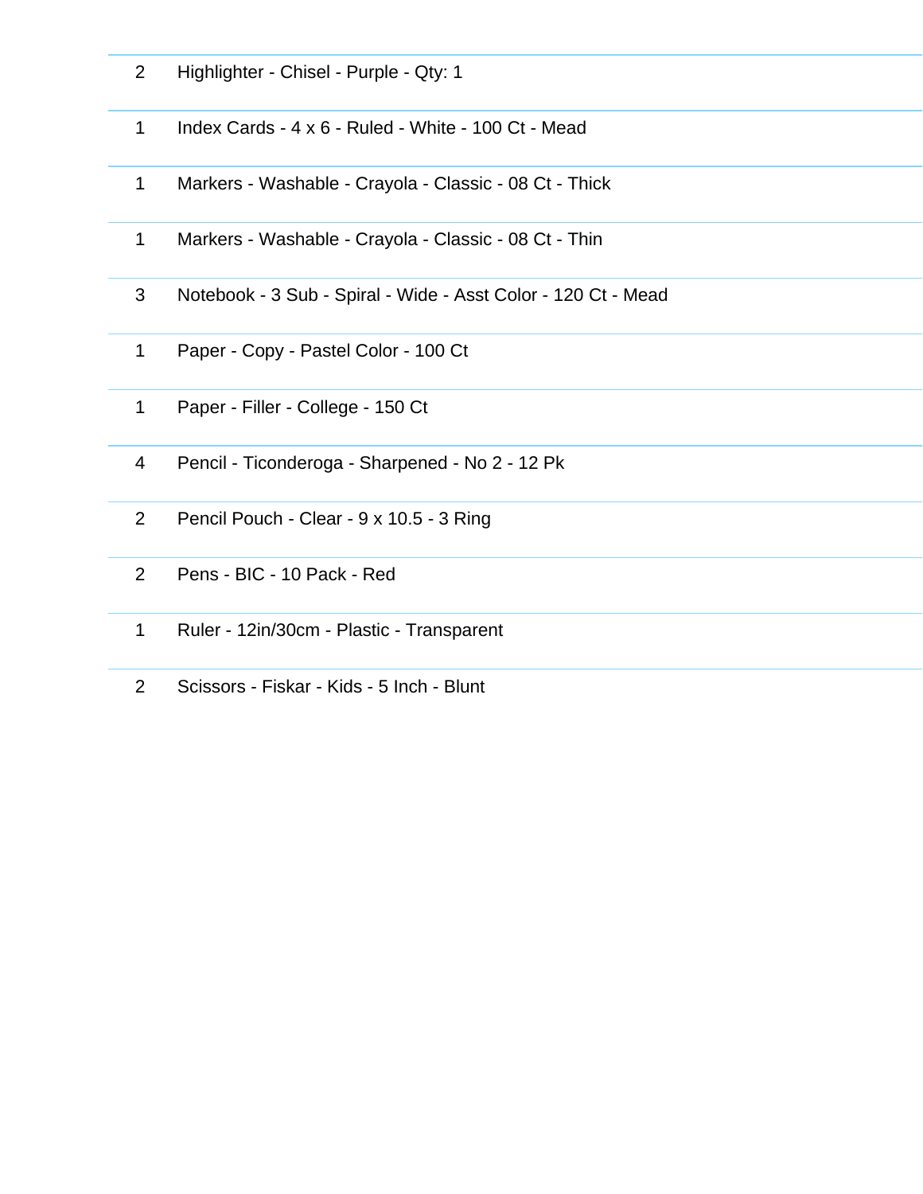| | |
|---|---|
| 2 | Highlighter - Chisel - Purple - Qty: 1 |
| 1 | Index Cards - 4 x 6 - Ruled - White - 100 Ct - Mead |
| 1 | Markers - Washable - Crayola - Classic - 08 Ct - Thick |
| 1 | Markers - Washable - Crayola - Classic - 08 Ct - Thin |
| 3 | Notebook - 3 Sub - Spiral - Wide - Asst Color - 120 Ct - Mead |
| 1 | Paper - Copy - Pastel Color - 100 Ct |
| 1 | Paper - Filler - College - 150 Ct |
| 4 | Pencil - Ticonderoga - Sharpened - No 2 - 12 Pk |
| 2 | Pencil Pouch - Clear - 9 x 10.5 - 3 Ring |
| 2 | Pens - BIC - 10 Pack - Red |
| 1 | Ruler - 12in/30cm - Plastic - Transparent |
| 2 | Scissors - Fiskar - Kids - 5 Inch - Blunt |